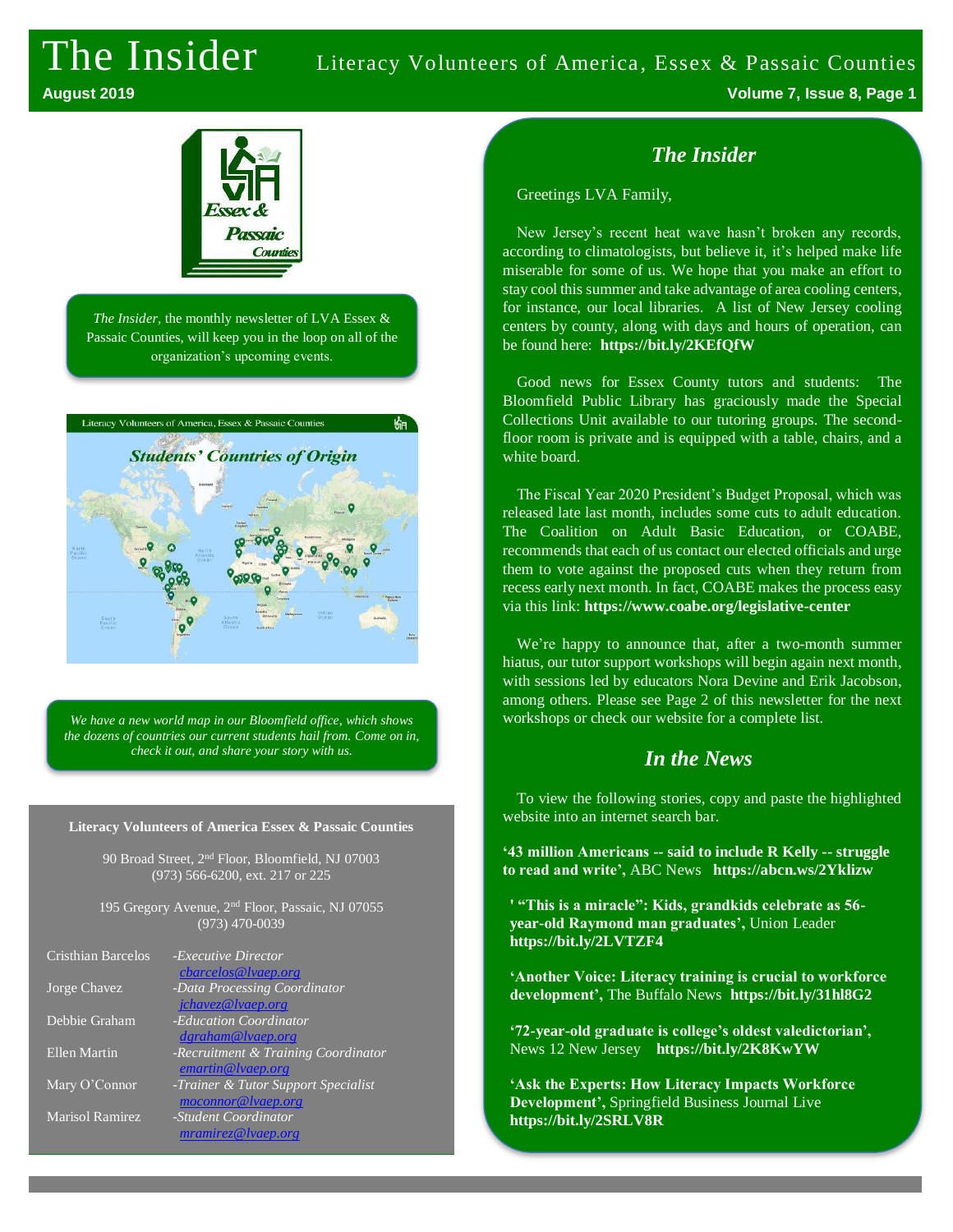# The Insider

Literacy Volunteers of America, Essex & Passaic Counties

August 2019

*The Insider*, the monthly newsletter of LVA Essex & Passaic Counties, will keep you in the loop on all of the organization's upcoming events.

*We have a new world map in our Bloomfield office, which shows the dozens of countries our current students hail from. Come on in, check it out, and share your story with us.*

**Literacy Volunteers of America Essex & Passaic Counties**

90 Broad Street, 2nd Floor, Bloomfield, NJ 07003
(973) 566-6200, ext. 217 or 225

195 Gregory Avenue, 2nd Floor, Passaic, NJ 07055
(973) 470-0039

| | |
|---|---|
| Cristhian Barcelos | *-Executive Director* cbarcelos@lvaep.org |
| Jorge Chavez | *-Data Processing Coordinator* jchavez@lvaep.org |
| Debbie Graham | *-Education Coordinator* dgraham@lvaep.org |
| Ellen Martin | *-Recruitment & Training Coordinator* emartin@lvaep.org |
| Mary O'Connor | *-Trainer & Tutor Support Specialist* moconnor@lvaep.org |
| Marisol Ramirez | *-Student Coordinator* mramirez@lvaep.org |

## *The Insider*

Greetings LVA Family,

New Jersey's recent heat wave hasn't broken any records, according to climatologists, but believe it, it's helped make life miserable for some of us. We hope that you make an effort to stay cool this summer and take advantage of area cooling centers, for instance, our local libraries. A list of New Jersey cooling centers by county, along with days and hours of operation, can be found here: **https://bit.ly/2KEfQfW**

Good news for Essex County tutors and students: The Bloomfield Public Library has graciously made the Special Collections Unit available to our tutoring groups. The second-floor room is private and is equipped with a table, chairs, and a white board.

The Fiscal Year 2020 President's Budget Proposal, which was released late last month, includes some cuts to adult education. The Coalition on Adult Basic Education, or COABE, recommends that each of us contact our elected officials and urge them to vote against the proposed cuts when they return from recess early next month. In fact, COABE makes the process easy via this link: **https://www.coabe.org/legislative-center**

We're happy to announce that, after a two-month summer hiatus, our tutor support workshops will begin again next month, with sessions led by educators Nora Devine and Erik Jacobson, among others. Please see Page 2 of this newsletter for the next workshops or check our website for a complete list.

## *In the News*

To view the following stories, copy and paste the highlighted website into an internet search bar.

**'43 million Americans -- said to include R Kelly -- struggle to read and write',** ABC News **https://abcn.ws/2Yklizw**

**' "This is a miracle": Kids, grandkids celebrate as 56-year-old Raymond man graduates',** Union Leader **https://bit.ly/2LVTZF4**

**'Another Voice: Literacy training is crucial to workforce development',** The Buffalo News **https://bit.ly/31hl8G2**

**'72-year-old graduate is college's oldest valedictorian',** News 12 New Jersey **https://bit.ly/2K8KwYW**

**'Ask the Experts: How Literacy Impacts Workforce Development',** Springfield Business Journal Live **https://bit.ly/2SRLV8R**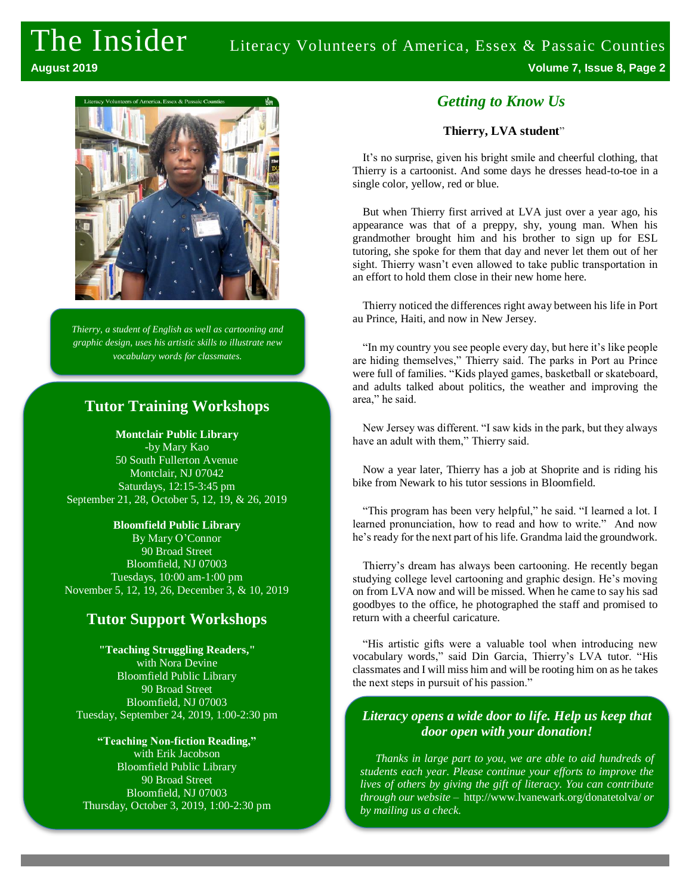# The Insider

Literacy Volunteers of America, Essex & Passaic Counties

*Thierry, a student of English as well as cartooning and graphic design, uses his artistic skills to illustrate new vocabulary words for classmates.*

## Tutor Training Workshops

**Montclair Public Library**
-by Mary Kao
50 South Fullerton Avenue
Montclair, NJ 07042
Saturdays, 12:15-3:45 pm
September 21, 28, October 5, 12, 19, & 26, 2019

**Bloomfield Public Library**
By Mary O'Connor
90 Broad Street
Bloomfield, NJ 07003
Tuesdays, 10:00 am-1:00 pm
November 5, 12, 19, 26, December 3, & 10, 2019

## Tutor Support Workshops

**"Teaching Struggling Readers,"**
with Nora Devine
Bloomfield Public Library
90 Broad Street
Bloomfield, NJ 07003
Tuesday, September 24, 2019, 1:00-2:30 pm

**"Teaching Non-fiction Reading,"**
with Erik Jacobson
Bloomfield Public Library
90 Broad Street
Bloomfield, NJ 07003
Thursday, October 3, 2019, 1:00-2:30 pm

## *Getting to Know Us*

**Thierry, LVA student**"

It's no surprise, given his bright smile and cheerful clothing, that Thierry is a cartoonist. And some days he dresses head-to-toe in a single color, yellow, red or blue.

But when Thierry first arrived at LVA just over a year ago, his appearance was that of a preppy, shy, young man. When his grandmother brought him and his brother to sign up for ESL tutoring, she spoke for them that day and never let them out of her sight. Thierry wasn't even allowed to take public transportation in an effort to hold them close in their new home here.

Thierry noticed the differences right away between his life in Port au Prince, Haiti, and now in New Jersey.

"In my country you see people every day, but here it's like people are hiding themselves," Thierry said. The parks in Port au Prince were full of families. "Kids played games, basketball or skateboard, and adults talked about politics, the weather and improving the area," he said.

New Jersey was different. "I saw kids in the park, but they always have an adult with them," Thierry said.

Now a year later, Thierry has a job at Shoprite and is riding his bike from Newark to his tutor sessions in Bloomfield.

"This program has been very helpful," he said. "I learned a lot. I learned pronunciation, how to read and how to write." And now he's ready for the next part of his life. Grandma laid the groundwork.

Thierry's dream has always been cartooning. He recently began studying college level cartooning and graphic design. He's moving on from LVA now and will be missed. When he came to say his sad goodbyes to the office, he photographed the staff and promised to return with a cheerful caricature.

"His artistic gifts were a valuable tool when introducing new vocabulary words," said Din Garcia, Thierry's LVA tutor. "His classmates and I will miss him and will be rooting him on as he takes the next steps in pursuit of his passion."

### *Literacy opens a wide door to life. Help us keep that door open with your donation!*

*Thanks in large part to you, we are able to aid hundreds of students each year. Please continue your efforts to improve the lives of others by giving the gift of literacy. You can contribute through our website –* http://www.lvanewark.org/donatetolva/ *or by mailing us a check.*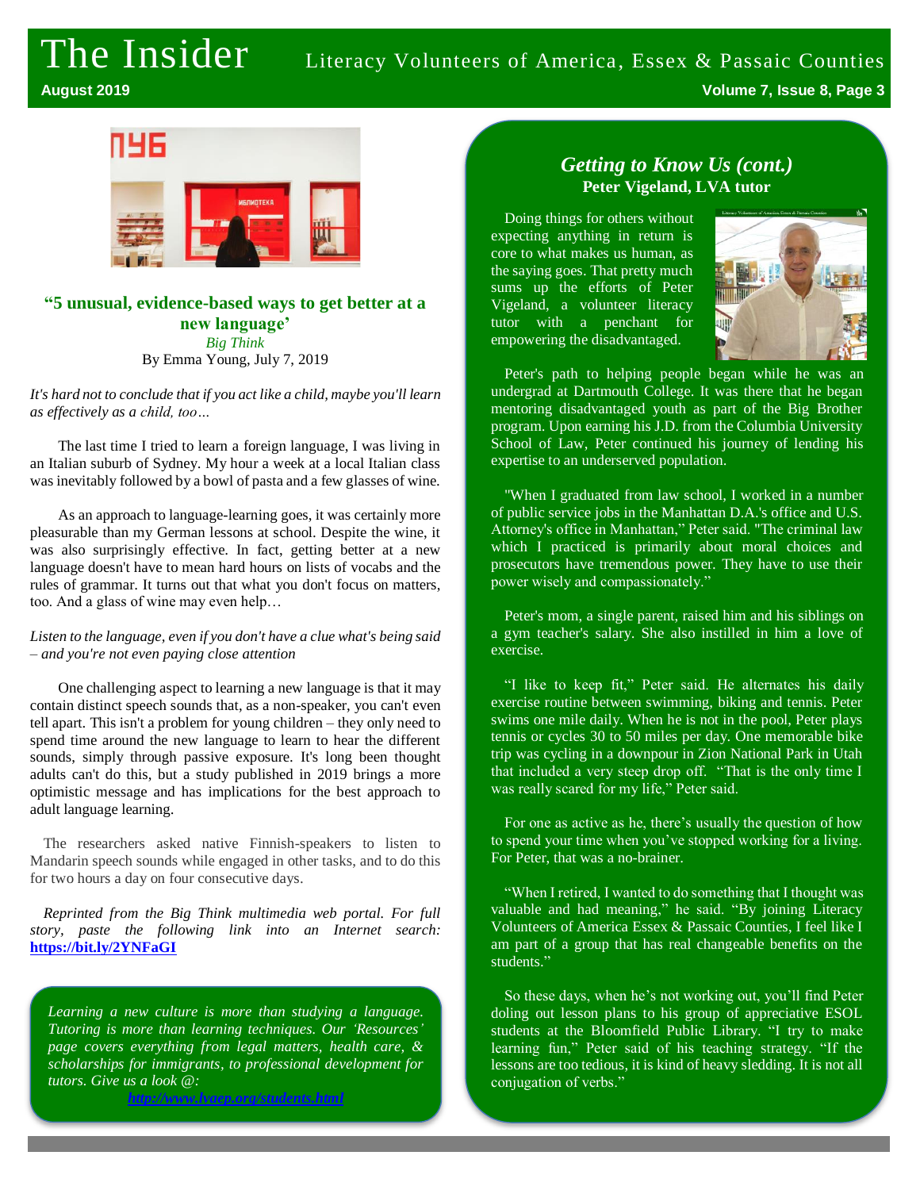## "5 unusual, evidence-based ways to get better at a new language'

*Big Think*

By Emma Young, July 7, 2019

*It's hard not to conclude that if you act like a child, maybe you'll learn as effectively as a child, too…*

The last time I tried to learn a foreign language, I was living in an Italian suburb of Sydney. My hour a week at a local Italian class was inevitably followed by a bowl of pasta and a few glasses of wine.

As an approach to language-learning goes, it was certainly more pleasurable than my German lessons at school. Despite the wine, it was also surprisingly effective. In fact, getting better at a new language doesn't have to mean hard hours on lists of vocabs and the rules of grammar. It turns out that what you don't focus on matters, too. And a glass of wine may even help…

*Listen to the language, even if you don't have a clue what's being said – and you're not even paying close attention*

One challenging aspect to learning a new language is that it may contain distinct speech sounds that, as a non-speaker, you can't even tell apart. This isn't a problem for young children – they only need to spend time around the new language to learn to hear the different sounds, simply through passive exposure. It's long been thought adults can't do this, but a study published in 2019 brings a more optimistic message and has implications for the best approach to adult language learning.

The researchers asked native Finnish-speakers to listen to Mandarin speech sounds while engaged in other tasks, and to do this for two hours a day on four consecutive days.

*Reprinted from the Big Think multimedia web portal. For full story, paste the following link into an Internet search:* **https://bit.ly/2YNFaGI**

*Learning a new culture is more than studying a language. Tutoring is more than learning techniques. Our 'Resources' page covers everything from legal matters, health care, & scholarships for immigrants, to professional development for tutors. Give us a look @:*

*http://www.lvaep.org/students.html*

## *Getting to Know Us (cont.)*

**Peter Vigeland, LVA tutor**

Doing things for others without expecting anything in return is core to what makes us human, as the saying goes. That pretty much sums up the efforts of Peter Vigeland, a volunteer literacy tutor with a penchant for empowering the disadvantaged.

Peter's path to helping people began while he was an undergrad at Dartmouth College. It was there that he began mentoring disadvantaged youth as part of the Big Brother program. Upon earning his J.D. from the Columbia University School of Law, Peter continued his journey of lending his expertise to an underserved population.

"When I graduated from law school, I worked in a number of public service jobs in the Manhattan D.A.'s office and U.S. Attorney's office in Manhattan," Peter said. "The criminal law which I practiced is primarily about moral choices and prosecutors have tremendous power. They have to use their power wisely and compassionately."

Peter's mom, a single parent, raised him and his siblings on a gym teacher's salary. She also instilled in him a love of exercise.

"I like to keep fit," Peter said. He alternates his daily exercise routine between swimming, biking and tennis. Peter swims one mile daily. When he is not in the pool, Peter plays tennis or cycles 30 to 50 miles per day. One memorable bike trip was cycling in a downpour in Zion National Park in Utah that included a very steep drop off. "That is the only time I was really scared for my life," Peter said.

For one as active as he, there's usually the question of how to spend your time when you've stopped working for a living. For Peter, that was a no-brainer.

"When I retired, I wanted to do something that I thought was valuable and had meaning," he said. "By joining Literacy Volunteers of America Essex & Passaic Counties, I feel like I am part of a group that has real changeable benefits on the students."

So these days, when he's not working out, you'll find Peter doling out lesson plans to his group of appreciative ESOL students at the Bloomfield Public Library. "I try to make learning fun," Peter said of his teaching strategy. "If the lessons are too tedious, it is kind of heavy sledding. It is not all conjugation of verbs."